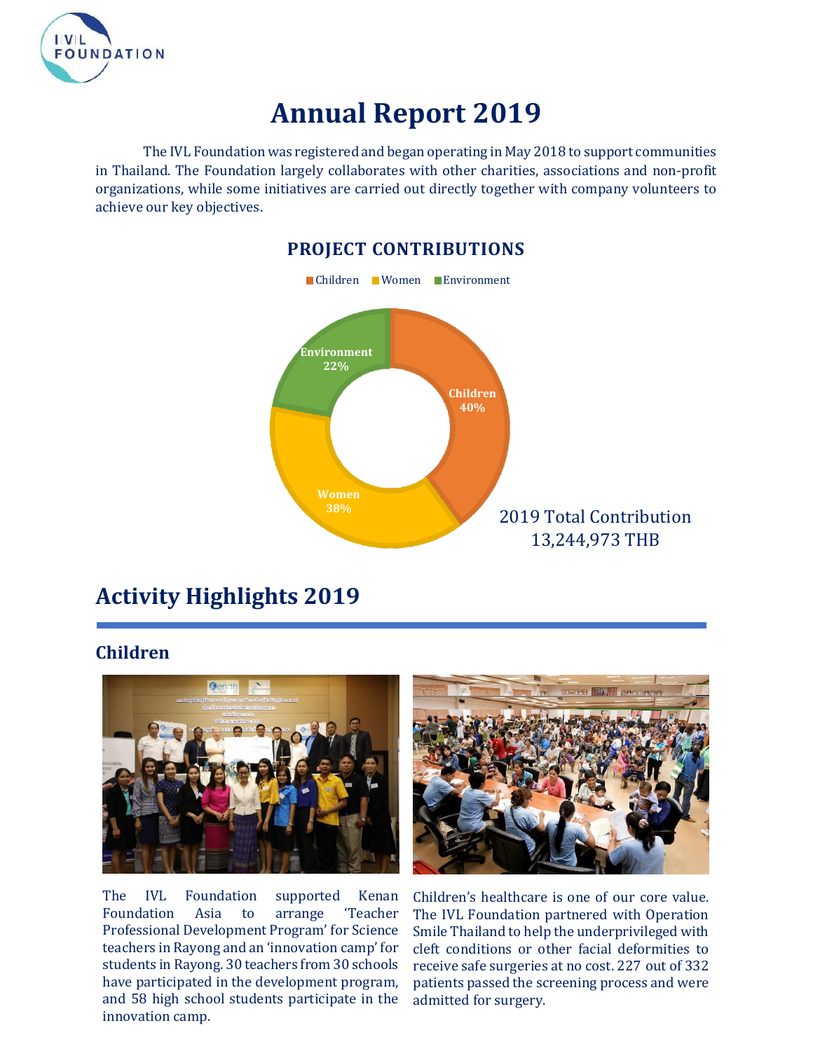# Annual Report 2019

The IVL Foundation was registered and began operating in May 2018 to support communities in Thailand. The Foundation largely collaborates with other charities, associations and non-profit organizations, while some initiatives are carried out directly together with company volunteers to achieve our key objectives.

## PROJECT CONTRIBUTIONS

Children | Women | Environment

- Children 40%
- Women 38%
- Environment 22%

2019 Total Contribution 13,244,973 THB

## Activity Highlights 2019

### Children

The IVL Foundation supported Kenan Foundation Asia to arrange 'Teacher Professional Development Program' for Science teachers in Rayong and an 'innovation camp' for students in Rayong. 30 teachers from 30 schools have participated in the development program, and 58 high school students participate in the innovation camp.

Children's healthcare is one of our core value. The IVL Foundation partnered with Operation Smile Thailand to help the underprivileged with cleft conditions or other facial deformities to receive safe surgeries at no cost. 227 out of 332 patients passed the screening process and were admitted for surgery.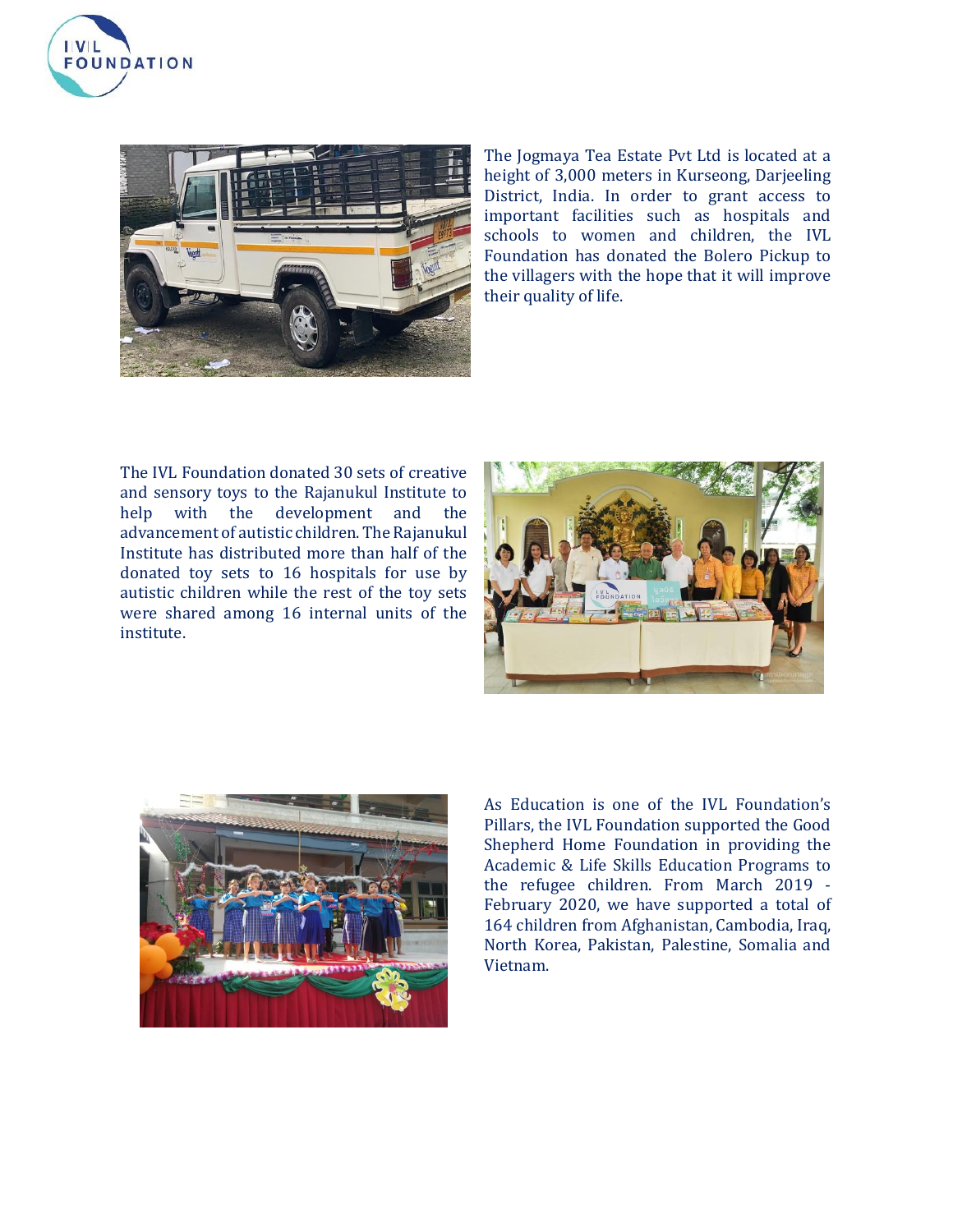The Jogmaya Tea Estate Pvt Ltd is located at a height of 3,000 meters in Kurseong, Darjeeling District, India. In order to grant access to important facilities such as hospitals and schools to women and children, the IVL Foundation has donated the Bolero Pickup to the villagers with the hope that it will improve their quality of life.

The IVL Foundation donated 30 sets of creative and sensory toys to the Rajanukul Institute to help with the development and the advancement of autistic children. The Rajanukul Institute has distributed more than half of the donated toy sets to 16 hospitals for use by autistic children while the rest of the toy sets were shared among 16 internal units of the institute.

As Education is one of the IVL Foundation's Pillars, the IVL Foundation supported the Good Shepherd Home Foundation in providing the Academic & Life Skills Education Programs to the refugee children. From March 2019 - February 2020, we have supported a total of 164 children from Afghanistan, Cambodia, Iraq, North Korea, Pakistan, Palestine, Somalia and Vietnam.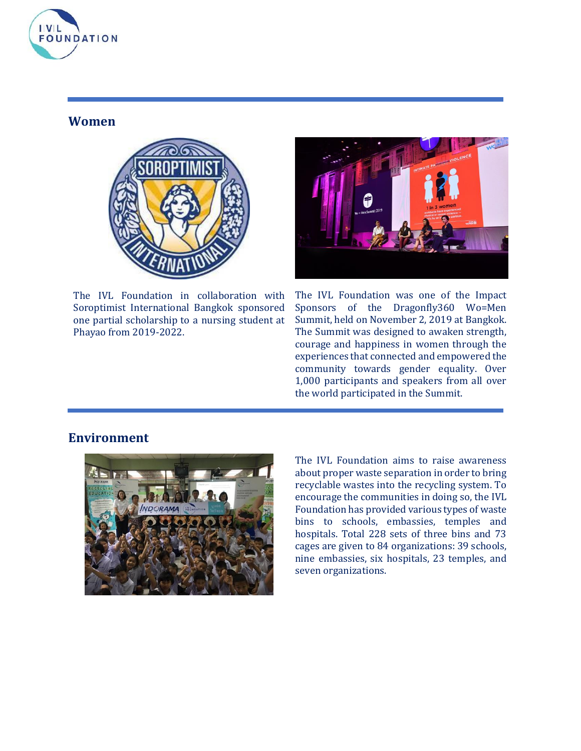## Women

The IVL Foundation in collaboration with Soroptimist International Bangkok sponsored one partial scholarship to a nursing student at Phayao from 2019-2022.

The IVL Foundation was one of the Impact Sponsors of the Dragonfly360 Wo=Men Summit, held on November 2, 2019 at Bangkok. The Summit was designed to awaken strength, courage and happiness in women through the experiences that connected and empowered the community towards gender equality. Over 1,000 participants and speakers from all over the world participated in the Summit.

## Environment

The IVL Foundation aims to raise awareness about proper waste separation in order to bring recyclable wastes into the recycling system. To encourage the communities in doing so, the IVL Foundation has provided various types of waste bins to schools, embassies, temples and hospitals. Total 228 sets of three bins and 73 cages are given to 84 organizations: 39 schools, nine embassies, six hospitals, 23 temples, and seven organizations.